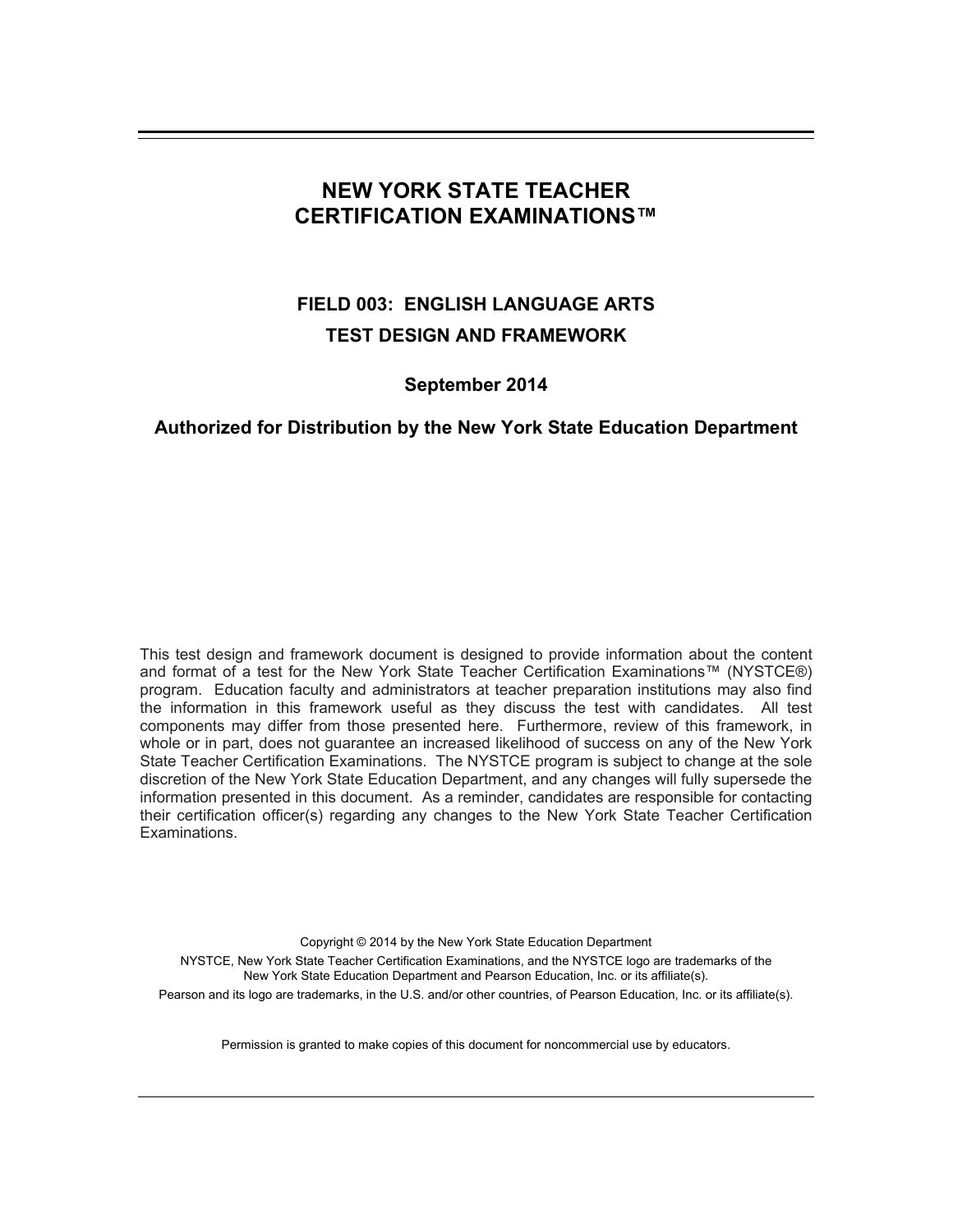# NEW YORK STATE TEACHER CERTIFICATION EXAMINATIONS™

## FIELD 003: ENGLISH LANGUAGE ARTS
## TEST DESIGN AND FRAMEWORK

**September 2014**

**Authorized for Distribution by the New York State Education Department**

This test design and framework document is designed to provide information about the content and format of a test for the New York State Teacher Certification Examinations™ (NYSTCE®) program. Education faculty and administrators at teacher preparation institutions may also find the information in this framework useful as they discuss the test with candidates. All test components may differ from those presented here. Furthermore, review of this framework, in whole or in part, does not guarantee an increased likelihood of success on any of the New York State Teacher Certification Examinations. The NYSTCE program is subject to change at the sole discretion of the New York State Education Department, and any changes will fully supersede the information presented in this document. As a reminder, candidates are responsible for contacting their certification officer(s) regarding any changes to the New York State Teacher Certification Examinations.

Copyright © 2014 by the New York State Education Department

NYSTCE, New York State Teacher Certification Examinations, and the NYSTCE logo are trademarks of the New York State Education Department and Pearson Education, Inc. or its affiliate(s).

Pearson and its logo are trademarks, in the U.S. and/or other countries, of Pearson Education, Inc. or its affiliate(s).

Permission is granted to make copies of this document for noncommercial use by educators.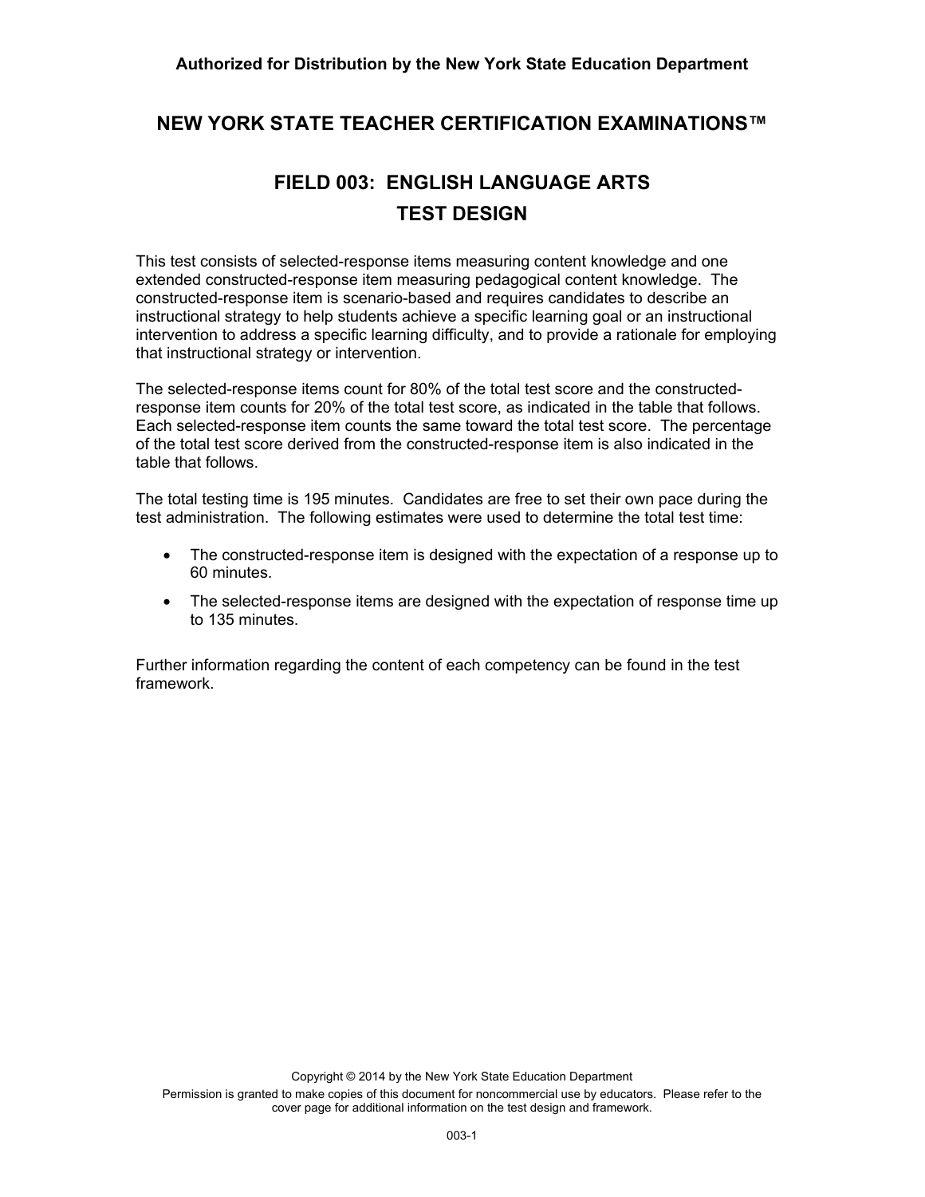Authorized for Distribution by the New York State Education Department

# NEW YORK STATE TEACHER CERTIFICATION EXAMINATIONS™

## FIELD 003: ENGLISH LANGUAGE ARTS
## TEST DESIGN

This test consists of selected-response items measuring content knowledge and one extended constructed-response item measuring pedagogical content knowledge. The constructed-response item is scenario-based and requires candidates to describe an instructional strategy to help students achieve a specific learning goal or an instructional intervention to address a specific learning difficulty, and to provide a rationale for employing that instructional strategy or intervention.

The selected-response items count for 80% of the total test score and the constructed-response item counts for 20% of the total test score, as indicated in the table that follows. Each selected-response item counts the same toward the total test score. The percentage of the total test score derived from the constructed-response item is also indicated in the table that follows.

The total testing time is 195 minutes. Candidates are free to set their own pace during the test administration. The following estimates were used to determine the total test time:

- The constructed-response item is designed with the expectation of a response up to 60 minutes.
- The selected-response items are designed with the expectation of response time up to 135 minutes.

Further information regarding the content of each competency can be found in the test framework.

Copyright © 2014 by the New York State Education Department

Permission is granted to make copies of this document for noncommercial use by educators. Please refer to the cover page for additional information on the test design and framework.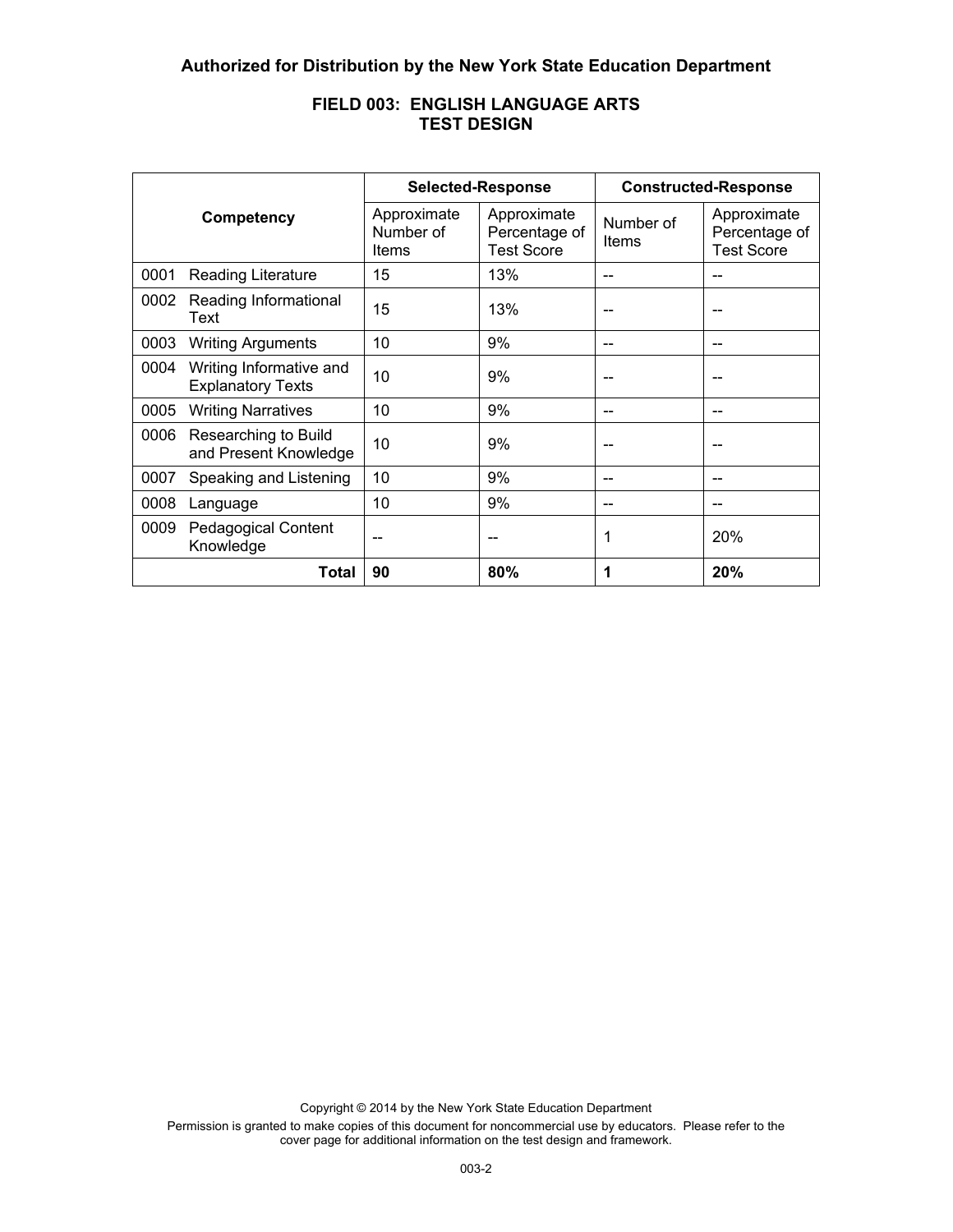**Authorized for Distribution by the New York State Education Department**

## FIELD 003: ENGLISH LANGUAGE ARTS TEST DESIGN

| Competency | | Selected-Response | | Constructed-Response | |
|---|---|---|---|---|---|
| | | Approximate Number of Items | Approximate Percentage of Test Score | Number of Items | Approximate Percentage of Test Score |
| 0001 | Reading Literature | 15 | 13% | -- | -- |
| 0002 | Reading Informational Text | 15 | 13% | -- | -- |
| 0003 | Writing Arguments | 10 | 9% | -- | -- |
| 0004 | Writing Informative and Explanatory Texts | 10 | 9% | -- | -- |
| 0005 | Writing Narratives | 10 | 9% | -- | -- |
| 0006 | Researching to Build and Present Knowledge | 10 | 9% | -- | -- |
| 0007 | Speaking and Listening | 10 | 9% | -- | -- |
| 0008 | Language | 10 | 9% | -- | -- |
| 0009 | Pedagogical Content Knowledge | -- | -- | 1 | 20% |
| | **Total** | **90** | **80%** | **1** | **20%** |

Copyright © 2014 by the New York State Education Department

Permission is granted to make copies of this document for noncommercial use by educators. Please refer to the cover page for additional information on the test design and framework.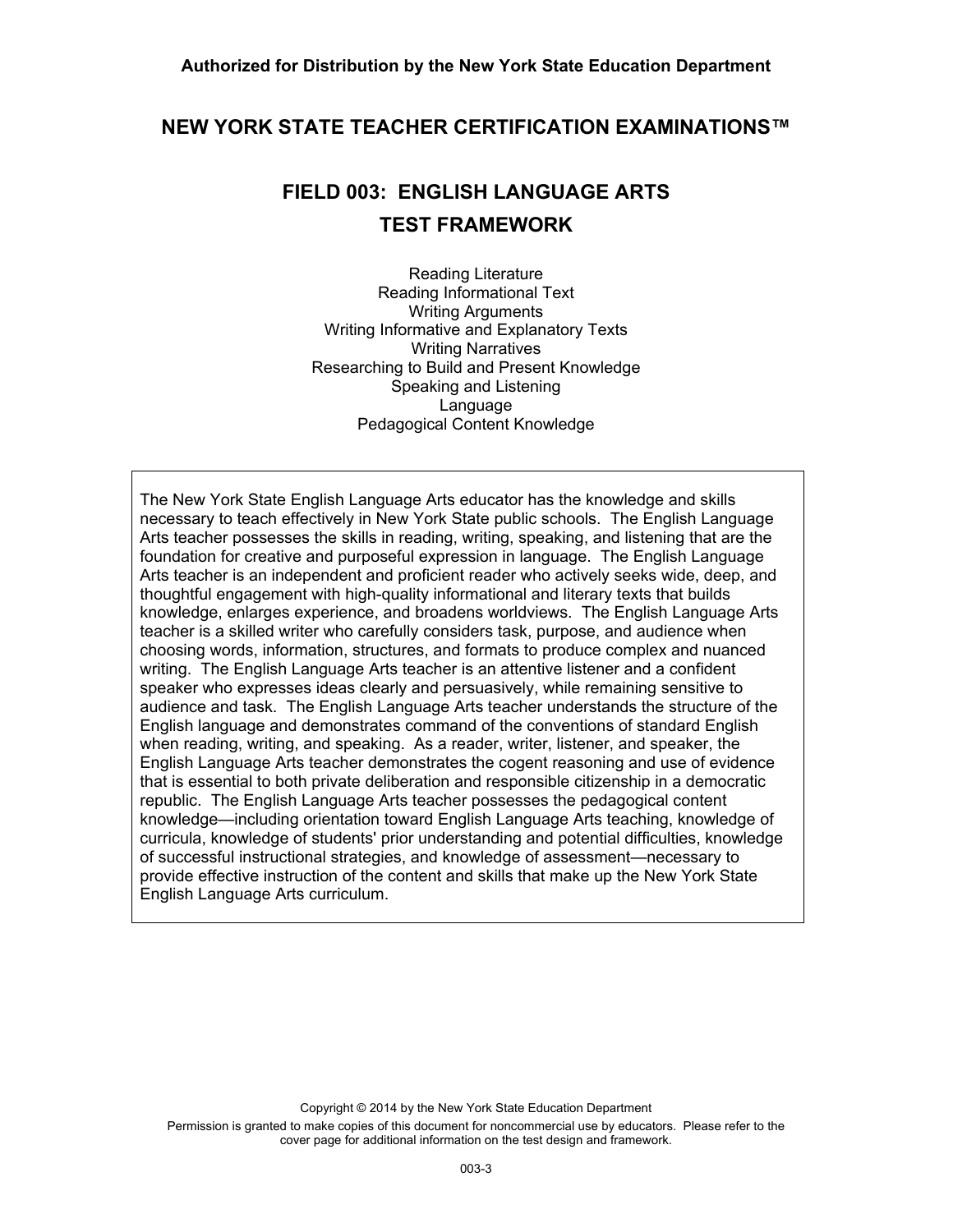**Authorized for Distribution by the New York State Education Department**

# NEW YORK STATE TEACHER CERTIFICATION EXAMINATIONS™

## FIELD 003: ENGLISH LANGUAGE ARTS
## TEST FRAMEWORK

Reading Literature
Reading Informational Text
Writing Arguments
Writing Informative and Explanatory Texts
Writing Narratives
Researching to Build and Present Knowledge
Speaking and Listening
Language
Pedagogical Content Knowledge

The New York State English Language Arts educator has the knowledge and skills necessary to teach effectively in New York State public schools. The English Language Arts teacher possesses the skills in reading, writing, speaking, and listening that are the foundation for creative and purposeful expression in language. The English Language Arts teacher is an independent and proficient reader who actively seeks wide, deep, and thoughtful engagement with high-quality informational and literary texts that builds knowledge, enlarges experience, and broadens worldviews. The English Language Arts teacher is a skilled writer who carefully considers task, purpose, and audience when choosing words, information, structures, and formats to produce complex and nuanced writing. The English Language Arts teacher is an attentive listener and a confident speaker who expresses ideas clearly and persuasively, while remaining sensitive to audience and task. The English Language Arts teacher understands the structure of the English language and demonstrates command of the conventions of standard English when reading, writing, and speaking. As a reader, writer, listener, and speaker, the English Language Arts teacher demonstrates the cogent reasoning and use of evidence that is essential to both private deliberation and responsible citizenship in a democratic republic. The English Language Arts teacher possesses the pedagogical content knowledge—including orientation toward English Language Arts teaching, knowledge of curricula, knowledge of students' prior understanding and potential difficulties, knowledge of successful instructional strategies, and knowledge of assessment—necessary to provide effective instruction of the content and skills that make up the New York State English Language Arts curriculum.

Copyright © 2014 by the New York State Education Department

Permission is granted to make copies of this document for noncommercial use by educators. Please refer to the cover page for additional information on the test design and framework.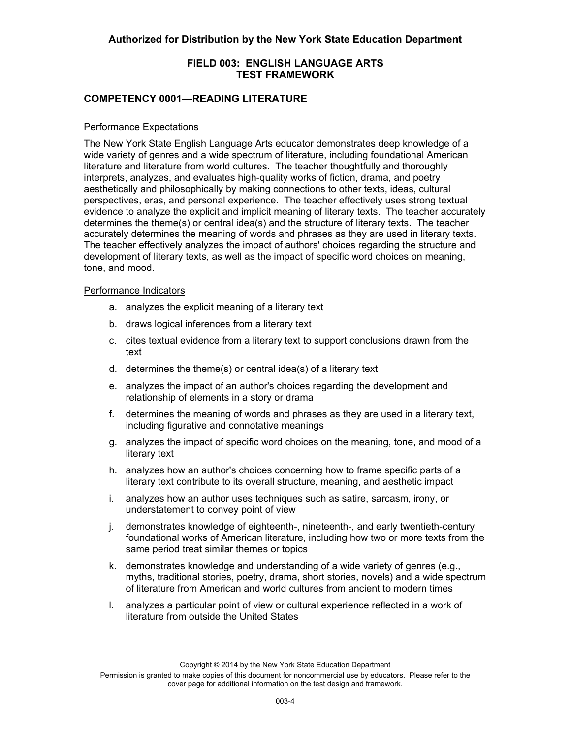**Authorized for Distribution by the New York State Education Department**

# FIELD 003: ENGLISH LANGUAGE ARTS TEST FRAMEWORK

## COMPETENCY 0001—READING LITERATURE

Performance Expectations

The New York State English Language Arts educator demonstrates deep knowledge of a wide variety of genres and a wide spectrum of literature, including foundational American literature and literature from world cultures. The teacher thoughtfully and thoroughly interprets, analyzes, and evaluates high-quality works of fiction, drama, and poetry aesthetically and philosophically by making connections to other texts, ideas, cultural perspectives, eras, and personal experience. The teacher effectively uses strong textual evidence to analyze the explicit and implicit meaning of literary texts. The teacher accurately determines the theme(s) or central idea(s) and the structure of literary texts. The teacher accurately determines the meaning of words and phrases as they are used in literary texts. The teacher effectively analyzes the impact of authors' choices regarding the structure and development of literary texts, as well as the impact of specific word choices on meaning, tone, and mood.

Performance Indicators

a. analyzes the explicit meaning of a literary text
b. draws logical inferences from a literary text
c. cites textual evidence from a literary text to support conclusions drawn from the text
d. determines the theme(s) or central idea(s) of a literary text
e. analyzes the impact of an author's choices regarding the development and relationship of elements in a story or drama
f. determines the meaning of words and phrases as they are used in a literary text, including figurative and connotative meanings
g. analyzes the impact of specific word choices on the meaning, tone, and mood of a literary text
h. analyzes how an author's choices concerning how to frame specific parts of a literary text contribute to its overall structure, meaning, and aesthetic impact
i. analyzes how an author uses techniques such as satire, sarcasm, irony, or understatement to convey point of view
j. demonstrates knowledge of eighteenth-, nineteenth-, and early twentieth-century foundational works of American literature, including how two or more texts from the same period treat similar themes or topics
k. demonstrates knowledge and understanding of a wide variety of genres (e.g., myths, traditional stories, poetry, drama, short stories, novels) and a wide spectrum of literature from American and world cultures from ancient to modern times
l. analyzes a particular point of view or cultural experience reflected in a work of literature from outside the United States

Copyright © 2014 by the New York State Education Department

Permission is granted to make copies of this document for noncommercial use by educators. Please refer to the cover page for additional information on the test design and framework.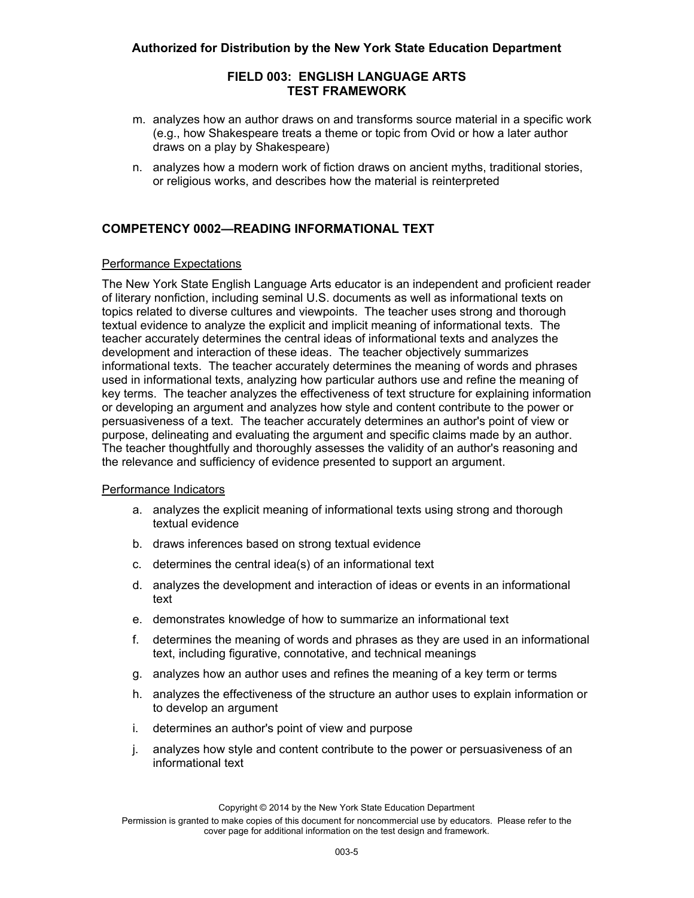m. analyzes how an author draws on and transforms source material in a specific work (e.g., how Shakespeare treats a theme or topic from Ovid or how a later author draws on a play by Shakespeare)

n. analyzes how a modern work of fiction draws on ancient myths, traditional stories, or religious works, and describes how the material is reinterpreted

## COMPETENCY 0002—READING INFORMATIONAL TEXT

Performance Expectations

The New York State English Language Arts educator is an independent and proficient reader of literary nonfiction, including seminal U.S. documents as well as informational texts on topics related to diverse cultures and viewpoints. The teacher uses strong and thorough textual evidence to analyze the explicit and implicit meaning of informational texts. The teacher accurately determines the central ideas of informational texts and analyzes the development and interaction of these ideas. The teacher objectively summarizes informational texts. The teacher accurately determines the meaning of words and phrases used in informational texts, analyzing how particular authors use and refine the meaning of key terms. The teacher analyzes the effectiveness of text structure for explaining information or developing an argument and analyzes how style and content contribute to the power or persuasiveness of a text. The teacher accurately determines an author's point of view or purpose, delineating and evaluating the argument and specific claims made by an author. The teacher thoughtfully and thoroughly assesses the validity of an author's reasoning and the relevance and sufficiency of evidence presented to support an argument.

Performance Indicators

a. analyzes the explicit meaning of informational texts using strong and thorough textual evidence

b. draws inferences based on strong textual evidence

c. determines the central idea(s) of an informational text

d. analyzes the development and interaction of ideas or events in an informational text

e. demonstrates knowledge of how to summarize an informational text

f. determines the meaning of words and phrases as they are used in an informational text, including figurative, connotative, and technical meanings

g. analyzes how an author uses and refines the meaning of a key term or terms

h. analyzes the effectiveness of the structure an author uses to explain information or to develop an argument

i. determines an author's point of view and purpose

j. analyzes how style and content contribute to the power or persuasiveness of an informational text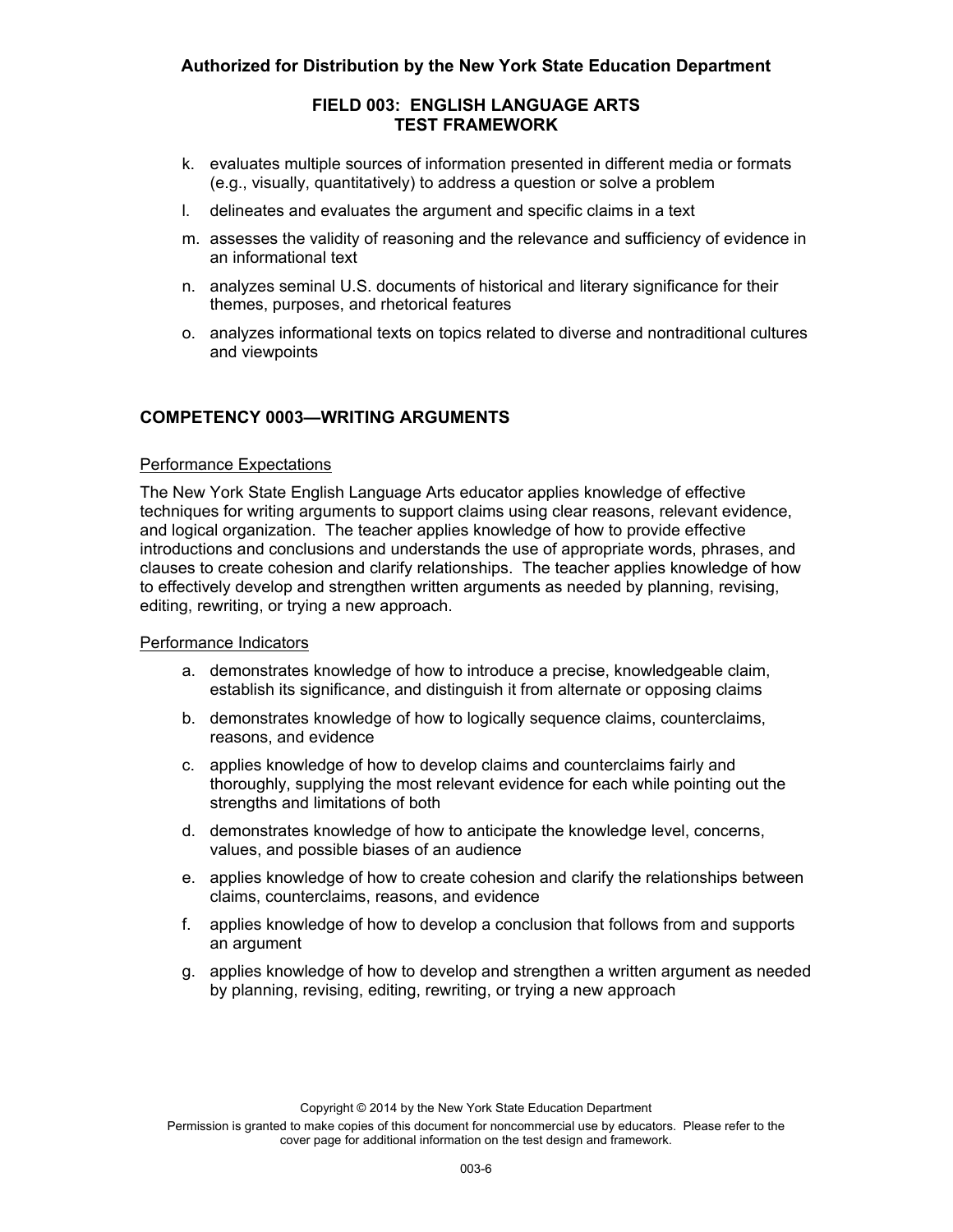k. evaluates multiple sources of information presented in different media or formats (e.g., visually, quantitatively) to address a question or solve a problem

l. delineates and evaluates the argument and specific claims in a text

m. assesses the validity of reasoning and the relevance and sufficiency of evidence in an informational text

n. analyzes seminal U.S. documents of historical and literary significance for their themes, purposes, and rhetorical features

o. analyzes informational texts on topics related to diverse and nontraditional cultures and viewpoints

## COMPETENCY 0003—WRITING ARGUMENTS

Performance Expectations

The New York State English Language Arts educator applies knowledge of effective techniques for writing arguments to support claims using clear reasons, relevant evidence, and logical organization. The teacher applies knowledge of how to provide effective introductions and conclusions and understands the use of appropriate words, phrases, and clauses to create cohesion and clarify relationships. The teacher applies knowledge of how to effectively develop and strengthen written arguments as needed by planning, revising, editing, rewriting, or trying a new approach.

Performance Indicators

a. demonstrates knowledge of how to introduce a precise, knowledgeable claim, establish its significance, and distinguish it from alternate or opposing claims

b. demonstrates knowledge of how to logically sequence claims, counterclaims, reasons, and evidence

c. applies knowledge of how to develop claims and counterclaims fairly and thoroughly, supplying the most relevant evidence for each while pointing out the strengths and limitations of both

d. demonstrates knowledge of how to anticipate the knowledge level, concerns, values, and possible biases of an audience

e. applies knowledge of how to create cohesion and clarify the relationships between claims, counterclaims, reasons, and evidence

f. applies knowledge of how to develop a conclusion that follows from and supports an argument

g. applies knowledge of how to develop and strengthen a written argument as needed by planning, revising, editing, rewriting, or trying a new approach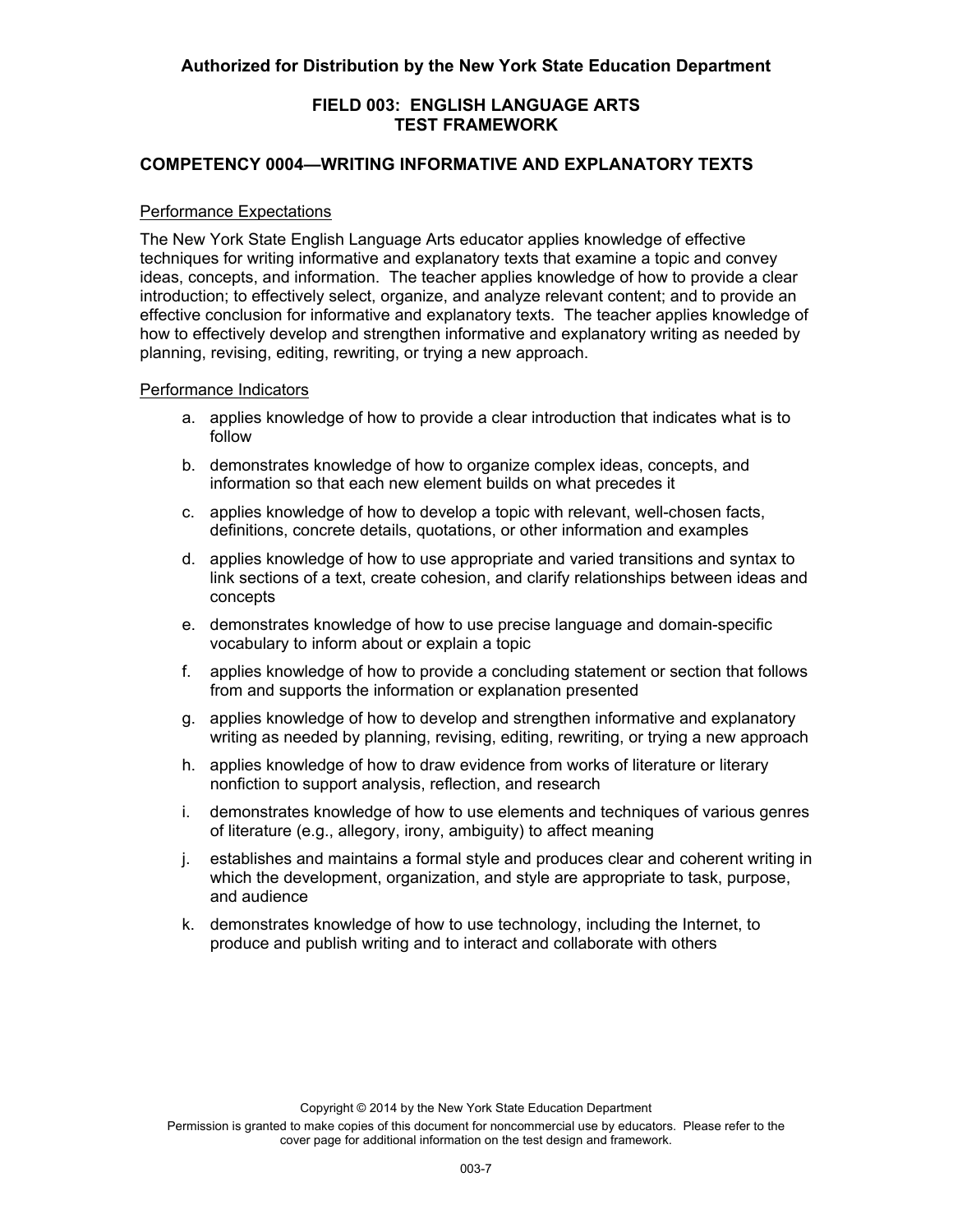**Authorized for Distribution by the New York State Education Department**

## FIELD 003: ENGLISH LANGUAGE ARTS TEST FRAMEWORK

### COMPETENCY 0004—WRITING INFORMATIVE AND EXPLANATORY TEXTS

Performance Expectations

The New York State English Language Arts educator applies knowledge of effective techniques for writing informative and explanatory texts that examine a topic and convey ideas, concepts, and information. The teacher applies knowledge of how to provide a clear introduction; to effectively select, organize, and analyze relevant content; and to provide an effective conclusion for informative and explanatory texts. The teacher applies knowledge of how to effectively develop and strengthen informative and explanatory writing as needed by planning, revising, editing, rewriting, or trying a new approach.

Performance Indicators

a. applies knowledge of how to provide a clear introduction that indicates what is to follow

b. demonstrates knowledge of how to organize complex ideas, concepts, and information so that each new element builds on what precedes it

c. applies knowledge of how to develop a topic with relevant, well-chosen facts, definitions, concrete details, quotations, or other information and examples

d. applies knowledge of how to use appropriate and varied transitions and syntax to link sections of a text, create cohesion, and clarify relationships between ideas and concepts

e. demonstrates knowledge of how to use precise language and domain-specific vocabulary to inform about or explain a topic

f. applies knowledge of how to provide a concluding statement or section that follows from and supports the information or explanation presented

g. applies knowledge of how to develop and strengthen informative and explanatory writing as needed by planning, revising, editing, rewriting, or trying a new approach

h. applies knowledge of how to draw evidence from works of literature or literary nonfiction to support analysis, reflection, and research

i. demonstrates knowledge of how to use elements and techniques of various genres of literature (e.g., allegory, irony, ambiguity) to affect meaning

j. establishes and maintains a formal style and produces clear and coherent writing in which the development, organization, and style are appropriate to task, purpose, and audience

k. demonstrates knowledge of how to use technology, including the Internet, to produce and publish writing and to interact and collaborate with others

Copyright © 2014 by the New York State Education Department

Permission is granted to make copies of this document for noncommercial use by educators. Please refer to the cover page for additional information on the test design and framework.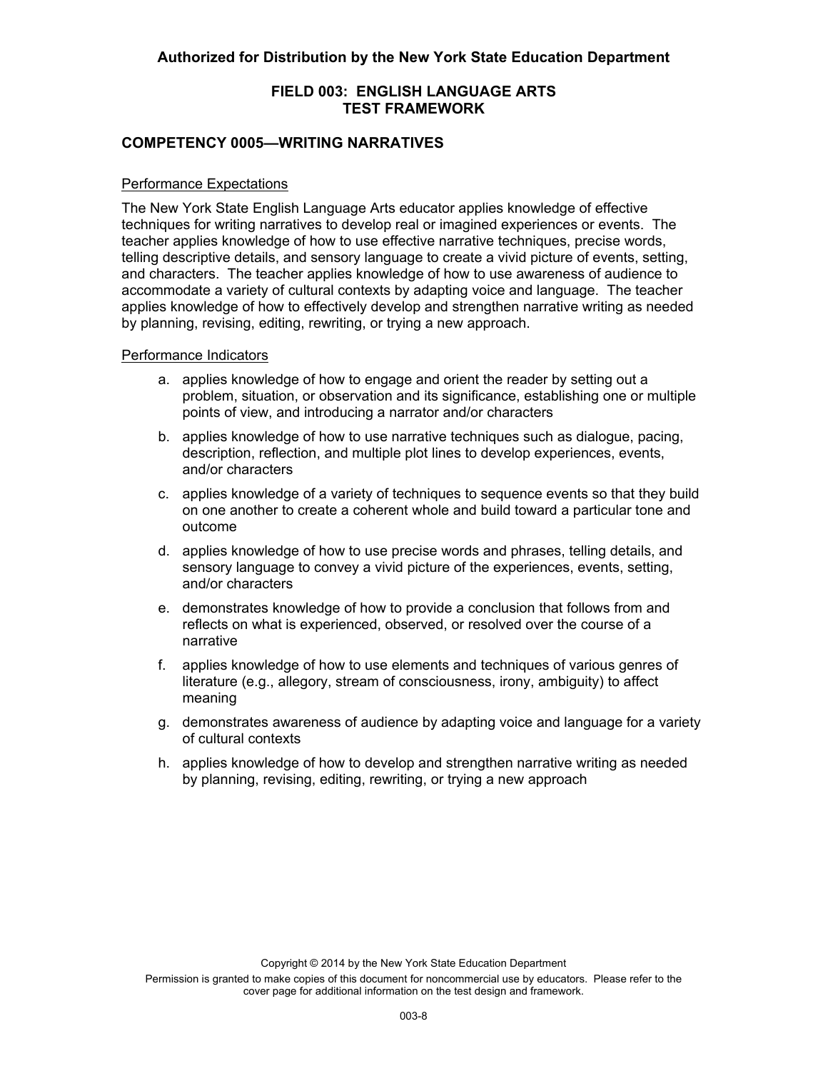## COMPETENCY 0005—WRITING NARRATIVES

Performance Expectations

The New York State English Language Arts educator applies knowledge of effective techniques for writing narratives to develop real or imagined experiences or events. The teacher applies knowledge of how to use effective narrative techniques, precise words, telling descriptive details, and sensory language to create a vivid picture of events, setting, and characters. The teacher applies knowledge of how to use awareness of audience to accommodate a variety of cultural contexts by adapting voice and language. The teacher applies knowledge of how to effectively develop and strengthen narrative writing as needed by planning, revising, editing, rewriting, or trying a new approach.

Performance Indicators

a. applies knowledge of how to engage and orient the reader by setting out a problem, situation, or observation and its significance, establishing one or multiple points of view, and introducing a narrator and/or characters

b. applies knowledge of how to use narrative techniques such as dialogue, pacing, description, reflection, and multiple plot lines to develop experiences, events, and/or characters

c. applies knowledge of a variety of techniques to sequence events so that they build on one another to create a coherent whole and build toward a particular tone and outcome

d. applies knowledge of how to use precise words and phrases, telling details, and sensory language to convey a vivid picture of the experiences, events, setting, and/or characters

e. demonstrates knowledge of how to provide a conclusion that follows from and reflects on what is experienced, observed, or resolved over the course of a narrative

f. applies knowledge of how to use elements and techniques of various genres of literature (e.g., allegory, stream of consciousness, irony, ambiguity) to affect meaning

g. demonstrates awareness of audience by adapting voice and language for a variety of cultural contexts

h. applies knowledge of how to develop and strengthen narrative writing as needed by planning, revising, editing, rewriting, or trying a new approach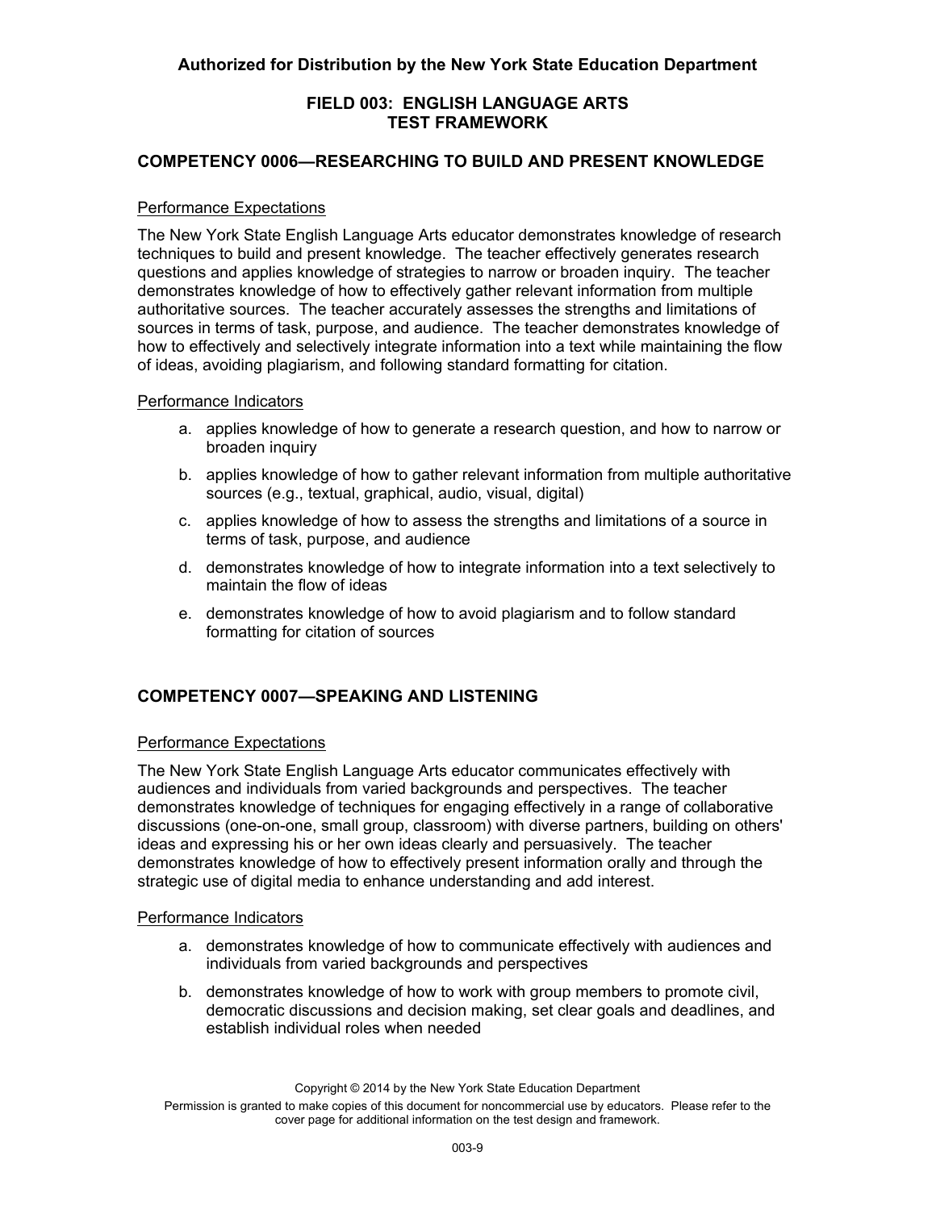## COMPETENCY 0006—RESEARCHING TO BUILD AND PRESENT KNOWLEDGE

Performance Expectations

The New York State English Language Arts educator demonstrates knowledge of research techniques to build and present knowledge. The teacher effectively generates research questions and applies knowledge of strategies to narrow or broaden inquiry. The teacher demonstrates knowledge of how to effectively gather relevant information from multiple authoritative sources. The teacher accurately assesses the strengths and limitations of sources in terms of task, purpose, and audience. The teacher demonstrates knowledge of how to effectively and selectively integrate information into a text while maintaining the flow of ideas, avoiding plagiarism, and following standard formatting for citation.

Performance Indicators

a. applies knowledge of how to generate a research question, and how to narrow or broaden inquiry
b. applies knowledge of how to gather relevant information from multiple authoritative sources (e.g., textual, graphical, audio, visual, digital)
c. applies knowledge of how to assess the strengths and limitations of a source in terms of task, purpose, and audience
d. demonstrates knowledge of how to integrate information into a text selectively to maintain the flow of ideas
e. demonstrates knowledge of how to avoid plagiarism and to follow standard formatting for citation of sources

## COMPETENCY 0007—SPEAKING AND LISTENING

Performance Expectations

The New York State English Language Arts educator communicates effectively with audiences and individuals from varied backgrounds and perspectives. The teacher demonstrates knowledge of techniques for engaging effectively in a range of collaborative discussions (one-on-one, small group, classroom) with diverse partners, building on others' ideas and expressing his or her own ideas clearly and persuasively. The teacher demonstrates knowledge of how to effectively present information orally and through the strategic use of digital media to enhance understanding and add interest.

Performance Indicators

a. demonstrates knowledge of how to communicate effectively with audiences and individuals from varied backgrounds and perspectives
b. demonstrates knowledge of how to work with group members to promote civil, democratic discussions and decision making, set clear goals and deadlines, and establish individual roles when needed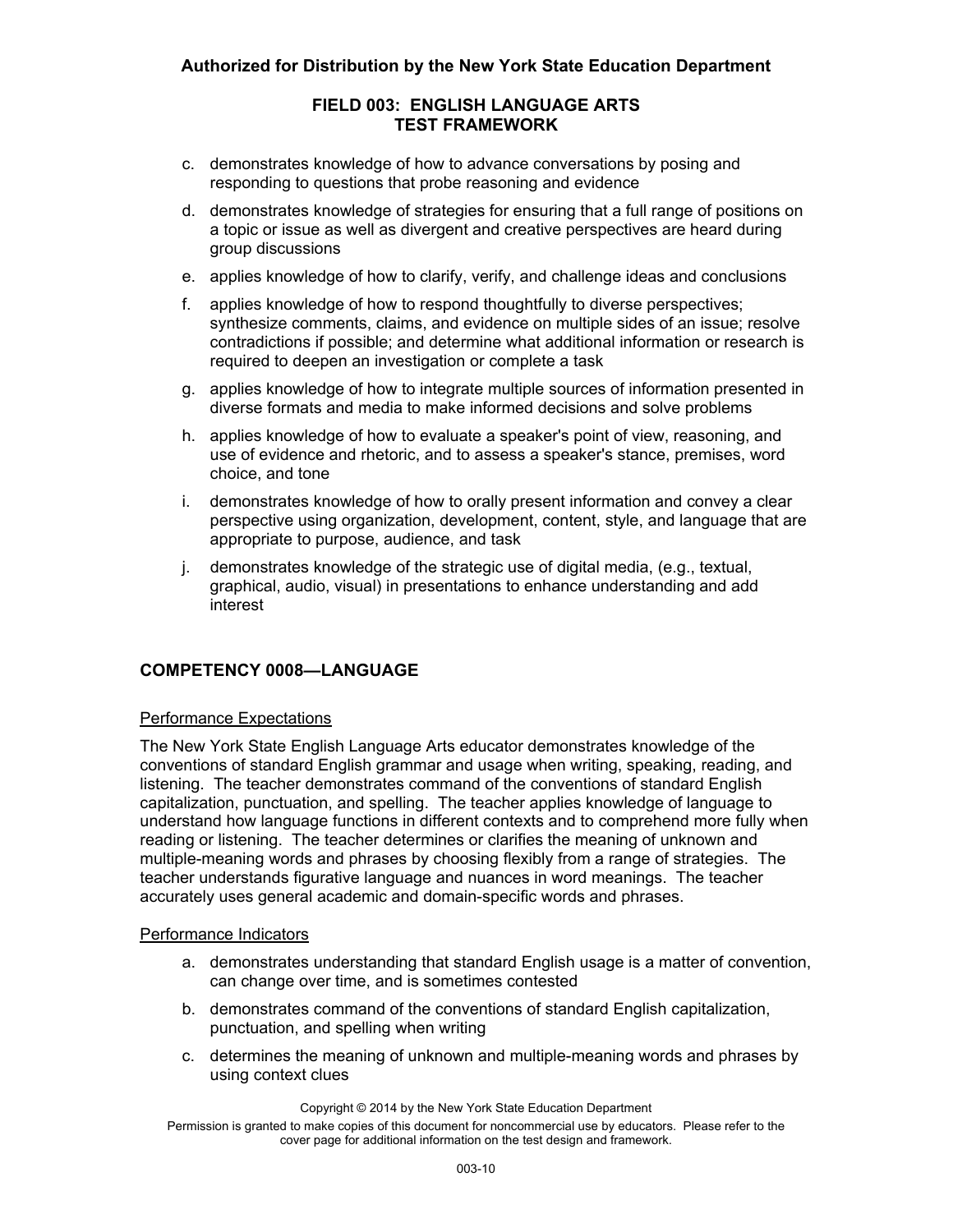c. demonstrates knowledge of how to advance conversations by posing and responding to questions that probe reasoning and evidence

d. demonstrates knowledge of strategies for ensuring that a full range of positions on a topic or issue as well as divergent and creative perspectives are heard during group discussions

e. applies knowledge of how to clarify, verify, and challenge ideas and conclusions

f. applies knowledge of how to respond thoughtfully to diverse perspectives; synthesize comments, claims, and evidence on multiple sides of an issue; resolve contradictions if possible; and determine what additional information or research is required to deepen an investigation or complete a task

g. applies knowledge of how to integrate multiple sources of information presented in diverse formats and media to make informed decisions and solve problems

h. applies knowledge of how to evaluate a speaker's point of view, reasoning, and use of evidence and rhetoric, and to assess a speaker's stance, premises, word choice, and tone

i. demonstrates knowledge of how to orally present information and convey a clear perspective using organization, development, content, style, and language that are appropriate to purpose, audience, and task

j. demonstrates knowledge of the strategic use of digital media, (e.g., textual, graphical, audio, visual) in presentations to enhance understanding and add interest

## COMPETENCY 0008—LANGUAGE

Performance Expectations

The New York State English Language Arts educator demonstrates knowledge of the conventions of standard English grammar and usage when writing, speaking, reading, and listening. The teacher demonstrates command of the conventions of standard English capitalization, punctuation, and spelling. The teacher applies knowledge of language to understand how language functions in different contexts and to comprehend more fully when reading or listening. The teacher determines or clarifies the meaning of unknown and multiple-meaning words and phrases by choosing flexibly from a range of strategies. The teacher understands figurative language and nuances in word meanings. The teacher accurately uses general academic and domain-specific words and phrases.

Performance Indicators

a. demonstrates understanding that standard English usage is a matter of convention, can change over time, and is sometimes contested

b. demonstrates command of the conventions of standard English capitalization, punctuation, and spelling when writing

c. determines the meaning of unknown and multiple-meaning words and phrases by using context clues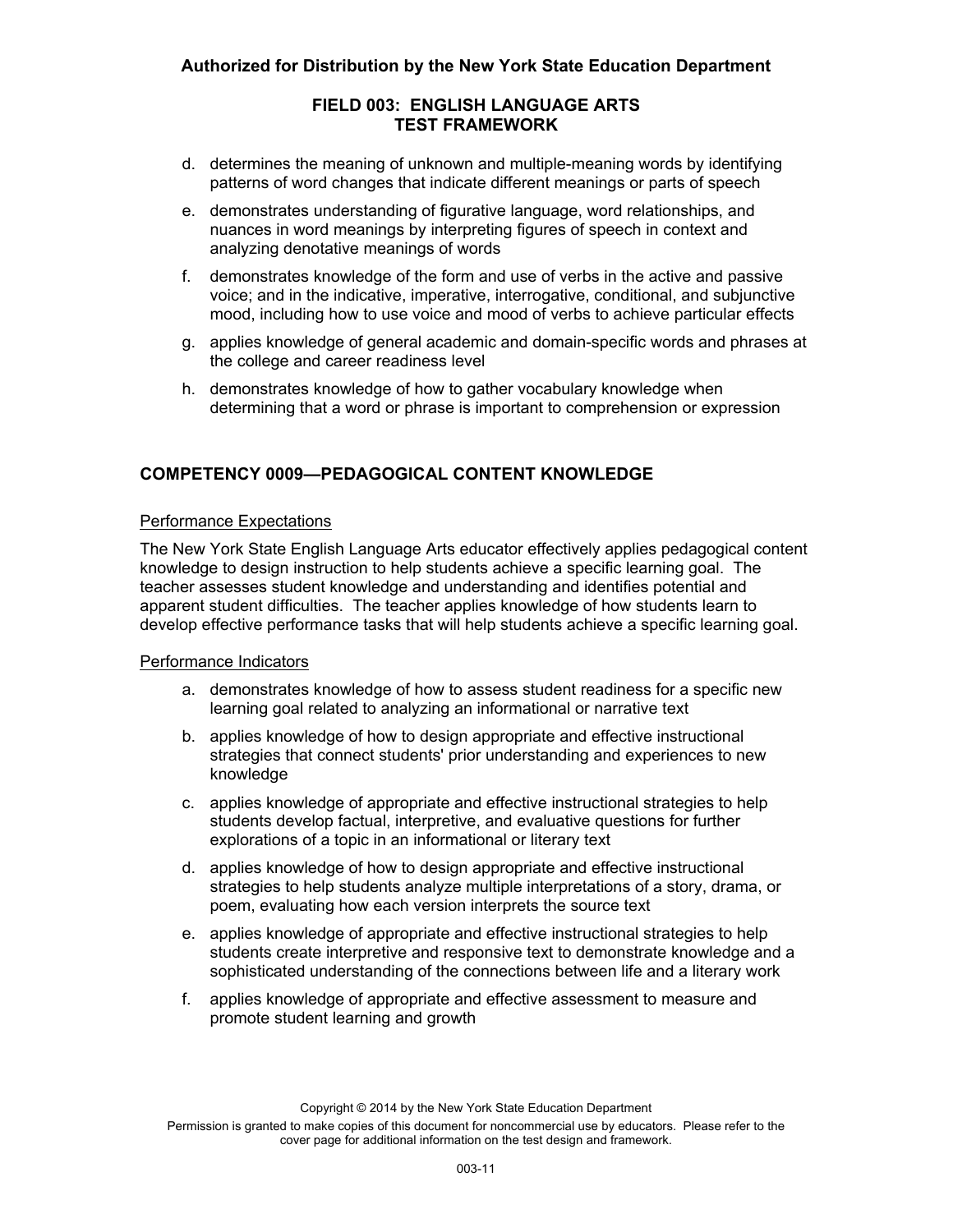d. determines the meaning of unknown and multiple-meaning words by identifying patterns of word changes that indicate different meanings or parts of speech

e. demonstrates understanding of figurative language, word relationships, and nuances in word meanings by interpreting figures of speech in context and analyzing denotative meanings of words

f. demonstrates knowledge of the form and use of verbs in the active and passive voice; and in the indicative, imperative, interrogative, conditional, and subjunctive mood, including how to use voice and mood of verbs to achieve particular effects

g. applies knowledge of general academic and domain-specific words and phrases at the college and career readiness level

h. demonstrates knowledge of how to gather vocabulary knowledge when determining that a word or phrase is important to comprehension or expression

## COMPETENCY 0009—PEDAGOGICAL CONTENT KNOWLEDGE

Performance Expectations

The New York State English Language Arts educator effectively applies pedagogical content knowledge to design instruction to help students achieve a specific learning goal. The teacher assesses student knowledge and understanding and identifies potential and apparent student difficulties. The teacher applies knowledge of how students learn to develop effective performance tasks that will help students achieve a specific learning goal.

Performance Indicators

a. demonstrates knowledge of how to assess student readiness for a specific new learning goal related to analyzing an informational or narrative text

b. applies knowledge of how to design appropriate and effective instructional strategies that connect students' prior understanding and experiences to new knowledge

c. applies knowledge of appropriate and effective instructional strategies to help students develop factual, interpretive, and evaluative questions for further explorations of a topic in an informational or literary text

d. applies knowledge of how to design appropriate and effective instructional strategies to help students analyze multiple interpretations of a story, drama, or poem, evaluating how each version interprets the source text

e. applies knowledge of appropriate and effective instructional strategies to help students create interpretive and responsive text to demonstrate knowledge and a sophisticated understanding of the connections between life and a literary work

f. applies knowledge of appropriate and effective assessment to measure and promote student learning and growth